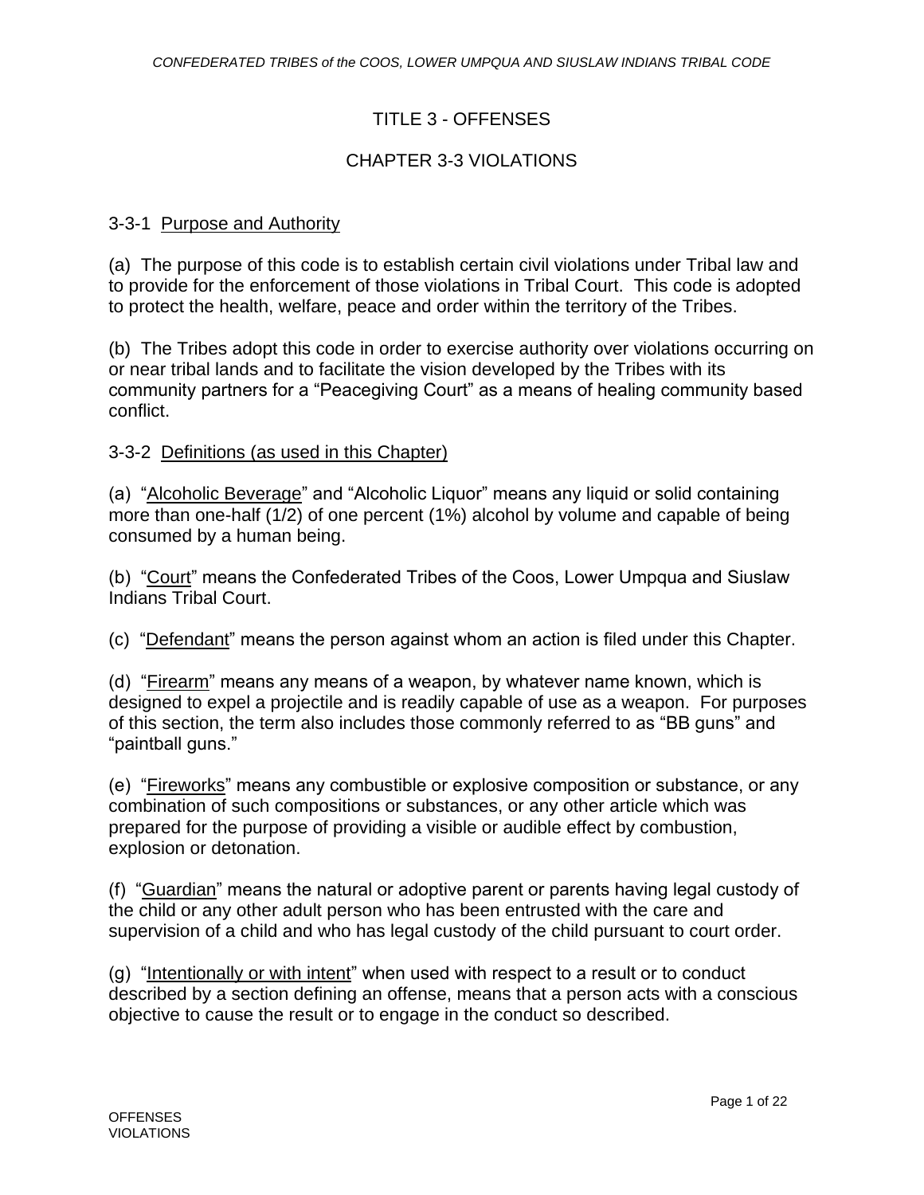# TITLE 3 - OFFENSES

## CHAPTER 3-3 VIOLATIONS

### 3-3-1 Purpose and Authority

(a) The purpose of this code is to establish certain civil violations under Tribal law and to provide for the enforcement of those violations in Tribal Court. This code is adopted to protect the health, welfare, peace and order within the territory of the Tribes.

(b) The Tribes adopt this code in order to exercise authority over violations occurring on or near tribal lands and to facilitate the vision developed by the Tribes with its community partners for a "Peacegiving Court" as a means of healing community based conflict.

### 3-3-2 Definitions (as used in this Chapter)

(a) "Alcoholic Beverage" and "Alcoholic Liquor" means any liquid or solid containing more than one-half (1/2) of one percent (1%) alcohol by volume and capable of being consumed by a human being.

(b) "Court" means the Confederated Tribes of the Coos, Lower Umpqua and Siuslaw Indians Tribal Court.

(c) "Defendant" means the person against whom an action is filed under this Chapter.

(d) "Firearm" means any means of a weapon, by whatever name known, which is designed to expel a projectile and is readily capable of use as a weapon. For purposes of this section, the term also includes those commonly referred to as "BB guns" and "paintball guns."

(e) "Fireworks" means any combustible or explosive composition or substance, or any combination of such compositions or substances, or any other article which was prepared for the purpose of providing a visible or audible effect by combustion, explosion or detonation.

(f) "Guardian" means the natural or adoptive parent or parents having legal custody of the child or any other adult person who has been entrusted with the care and supervision of a child and who has legal custody of the child pursuant to court order.

(g) "Intentionally or with intent" when used with respect to a result or to conduct described by a section defining an offense, means that a person acts with a conscious objective to cause the result or to engage in the conduct so described.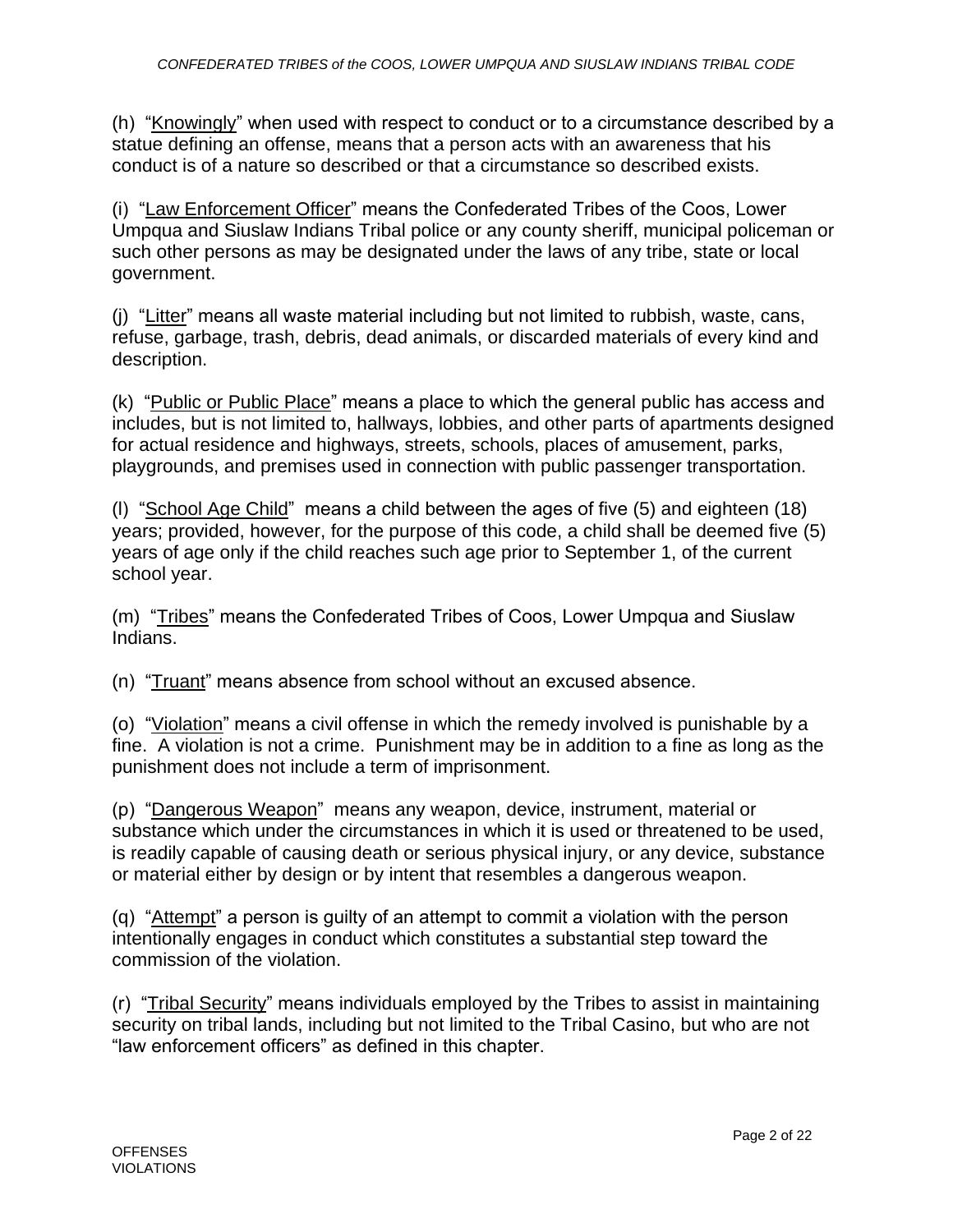(h) "Knowingly" when used with respect to conduct or to a circumstance described by a statue defining an offense, means that a person acts with an awareness that his conduct is of a nature so described or that a circumstance so described exists.

(i) "Law Enforcement Officer" means the Confederated Tribes of the Coos, Lower Umpqua and Siuslaw Indians Tribal police or any county sheriff, municipal policeman or such other persons as may be designated under the laws of any tribe, state or local government.

(j) "Litter" means all waste material including but not limited to rubbish, waste, cans, refuse, garbage, trash, debris, dead animals, or discarded materials of every kind and description.

(k) "Public or Public Place" means a place to which the general public has access and includes, but is not limited to, hallways, lobbies, and other parts of apartments designed for actual residence and highways, streets, schools, places of amusement, parks, playgrounds, and premises used in connection with public passenger transportation.

(l) "School Age Child" means a child between the ages of five (5) and eighteen (18) years; provided, however, for the purpose of this code, a child shall be deemed five (5) years of age only if the child reaches such age prior to September 1, of the current school year.

(m) "Tribes" means the Confederated Tribes of Coos, Lower Umpqua and Siuslaw Indians.

(n) "Truant" means absence from school without an excused absence.

(o) "Violation" means a civil offense in which the remedy involved is punishable by a fine. A violation is not a crime. Punishment may be in addition to a fine as long as the punishment does not include a term of imprisonment.

(p) "Dangerous Weapon" means any weapon, device, instrument, material or substance which under the circumstances in which it is used or threatened to be used, is readily capable of causing death or serious physical injury, or any device, substance or material either by design or by intent that resembles a dangerous weapon.

(q) "Attempt" a person is guilty of an attempt to commit a violation with the person intentionally engages in conduct which constitutes a substantial step toward the commission of the violation.

(r) "Tribal Security" means individuals employed by the Tribes to assist in maintaining security on tribal lands, including but not limited to the Tribal Casino, but who are not "law enforcement officers" as defined in this chapter.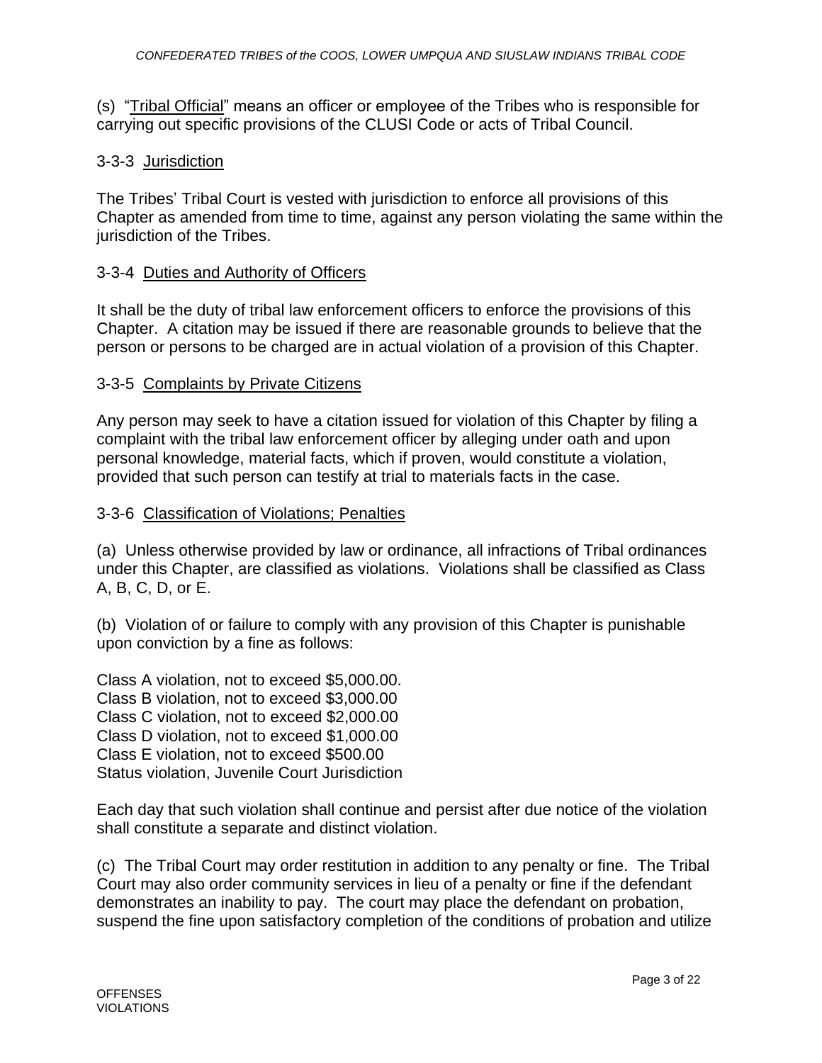(s) "Tribal Official" means an officer or employee of the Tribes who is responsible for carrying out specific provisions of the CLUSI Code or acts of Tribal Council.

### 3-3-3 Jurisdiction

The Tribes' Tribal Court is vested with jurisdiction to enforce all provisions of this Chapter as amended from time to time, against any person violating the same within the jurisdiction of the Tribes.

### 3-3-4 Duties and Authority of Officers

It shall be the duty of tribal law enforcement officers to enforce the provisions of this Chapter. A citation may be issued if there are reasonable grounds to believe that the person or persons to be charged are in actual violation of a provision of this Chapter.

### 3-3-5 Complaints by Private Citizens

Any person may seek to have a citation issued for violation of this Chapter by filing a complaint with the tribal law enforcement officer by alleging under oath and upon personal knowledge, material facts, which if proven, would constitute a violation, provided that such person can testify at trial to materials facts in the case.

### 3-3-6 Classification of Violations; Penalties

(a) Unless otherwise provided by law or ordinance, all infractions of Tribal ordinances under this Chapter, are classified as violations. Violations shall be classified as Class A, B, C, D, or E.

(b) Violation of or failure to comply with any provision of this Chapter is punishable upon conviction by a fine as follows:

Class A violation, not to exceed $5,000.00.
Class B violation, not to exceed $3,000.00
Class C violation, not to exceed $2,000.00
Class D violation, not to exceed $1,000.00
Class E violation, not to exceed $500.00
Status violation, Juvenile Court Jurisdiction

Each day that such violation shall continue and persist after due notice of the violation shall constitute a separate and distinct violation.

(c) The Tribal Court may order restitution in addition to any penalty or fine. The Tribal Court may also order community services in lieu of a penalty or fine if the defendant demonstrates an inability to pay. The court may place the defendant on probation, suspend the fine upon satisfactory completion of the conditions of probation and utilize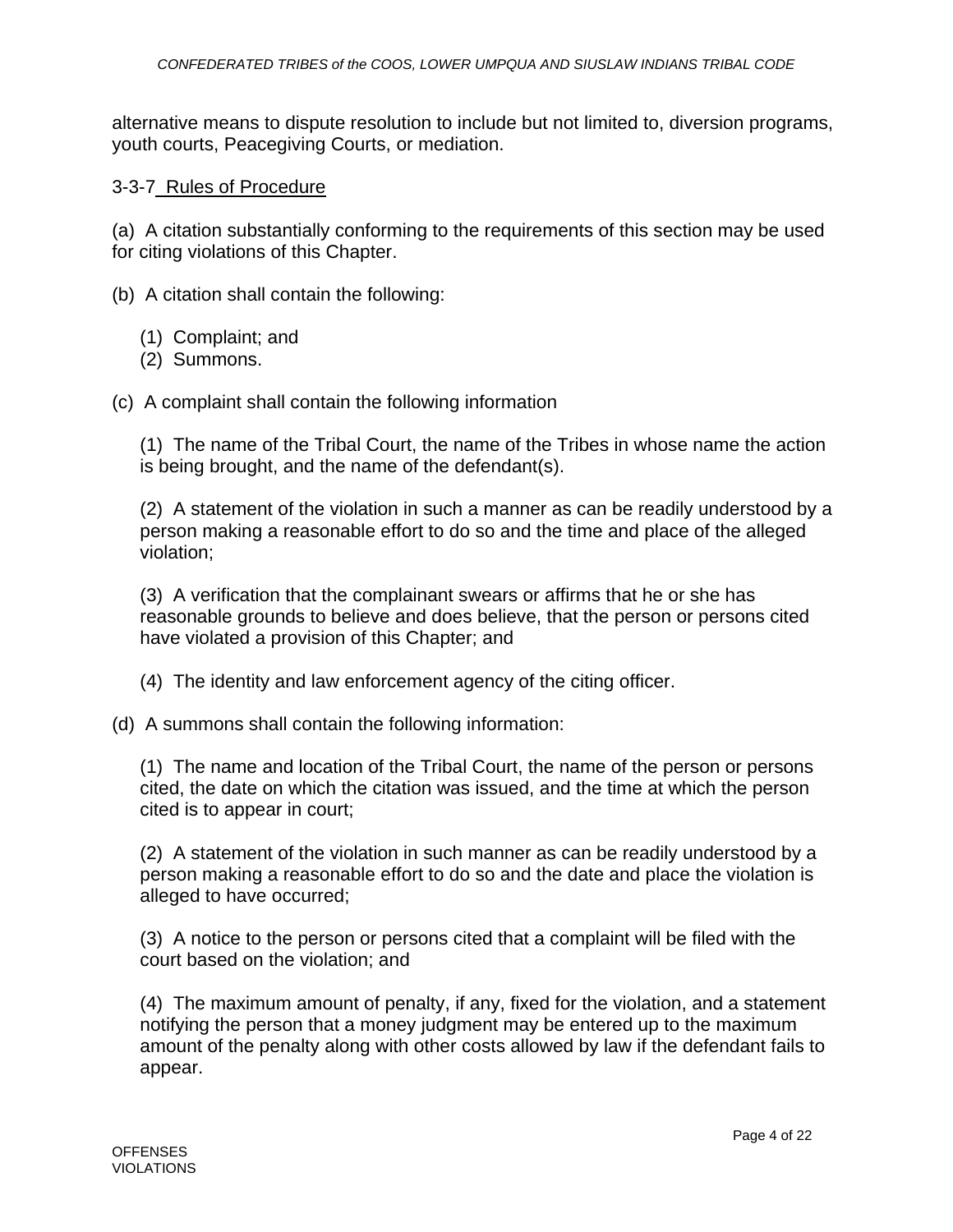alternative means to dispute resolution to include but not limited to, diversion programs, youth courts, Peacegiving Courts, or mediation.

3-3-7 Rules of Procedure

(a) A citation substantially conforming to the requirements of this section may be used for citing violations of this Chapter.

(b) A citation shall contain the following:

(1) Complaint; and
(2) Summons.

(c) A complaint shall contain the following information

(1) The name of the Tribal Court, the name of the Tribes in whose name the action is being brought, and the name of the defendant(s).

(2) A statement of the violation in such a manner as can be readily understood by a person making a reasonable effort to do so and the time and place of the alleged violation;

(3) A verification that the complainant swears or affirms that he or she has reasonable grounds to believe and does believe, that the person or persons cited have violated a provision of this Chapter; and

(4) The identity and law enforcement agency of the citing officer.

(d) A summons shall contain the following information:

(1) The name and location of the Tribal Court, the name of the person or persons cited, the date on which the citation was issued, and the time at which the person cited is to appear in court;

(2) A statement of the violation in such manner as can be readily understood by a person making a reasonable effort to do so and the date and place the violation is alleged to have occurred;

(3) A notice to the person or persons cited that a complaint will be filed with the court based on the violation; and

(4) The maximum amount of penalty, if any, fixed for the violation, and a statement notifying the person that a money judgment may be entered up to the maximum amount of the penalty along with other costs allowed by law if the defendant fails to appear.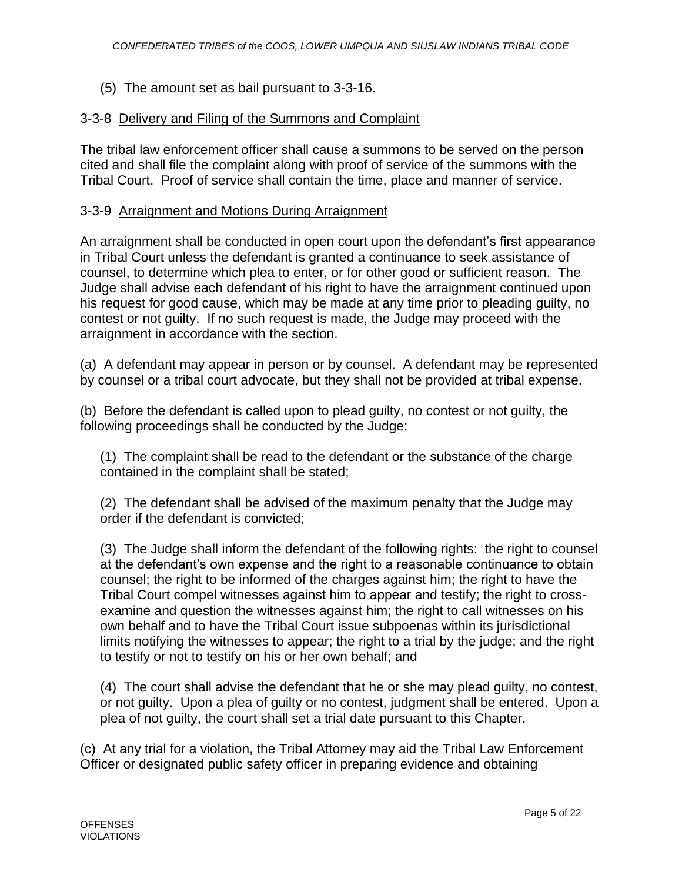(5) The amount set as bail pursuant to 3-3-16.

3-3-8 Delivery and Filing of the Summons and Complaint

The tribal law enforcement officer shall cause a summons to be served on the person cited and shall file the complaint along with proof of service of the summons with the Tribal Court. Proof of service shall contain the time, place and manner of service.

3-3-9 Arraignment and Motions During Arraignment

An arraignment shall be conducted in open court upon the defendant's first appearance in Tribal Court unless the defendant is granted a continuance to seek assistance of counsel, to determine which plea to enter, or for other good or sufficient reason. The Judge shall advise each defendant of his right to have the arraignment continued upon his request for good cause, which may be made at any time prior to pleading guilty, no contest or not guilty. If no such request is made, the Judge may proceed with the arraignment in accordance with the section.

(a) A defendant may appear in person or by counsel. A defendant may be represented by counsel or a tribal court advocate, but they shall not be provided at tribal expense.

(b) Before the defendant is called upon to plead guilty, no contest or not guilty, the following proceedings shall be conducted by the Judge:

(1) The complaint shall be read to the defendant or the substance of the charge contained in the complaint shall be stated;

(2) The defendant shall be advised of the maximum penalty that the Judge may order if the defendant is convicted;

(3) The Judge shall inform the defendant of the following rights: the right to counsel at the defendant's own expense and the right to a reasonable continuance to obtain counsel; the right to be informed of the charges against him; the right to have the Tribal Court compel witnesses against him to appear and testify; the right to cross-examine and question the witnesses against him; the right to call witnesses on his own behalf and to have the Tribal Court issue subpoenas within its jurisdictional limits notifying the witnesses to appear; the right to a trial by the judge; and the right to testify or not to testify on his or her own behalf; and

(4) The court shall advise the defendant that he or she may plead guilty, no contest, or not guilty. Upon a plea of guilty or no contest, judgment shall be entered. Upon a plea of not guilty, the court shall set a trial date pursuant to this Chapter.

(c) At any trial for a violation, the Tribal Attorney may aid the Tribal Law Enforcement Officer or designated public safety officer in preparing evidence and obtaining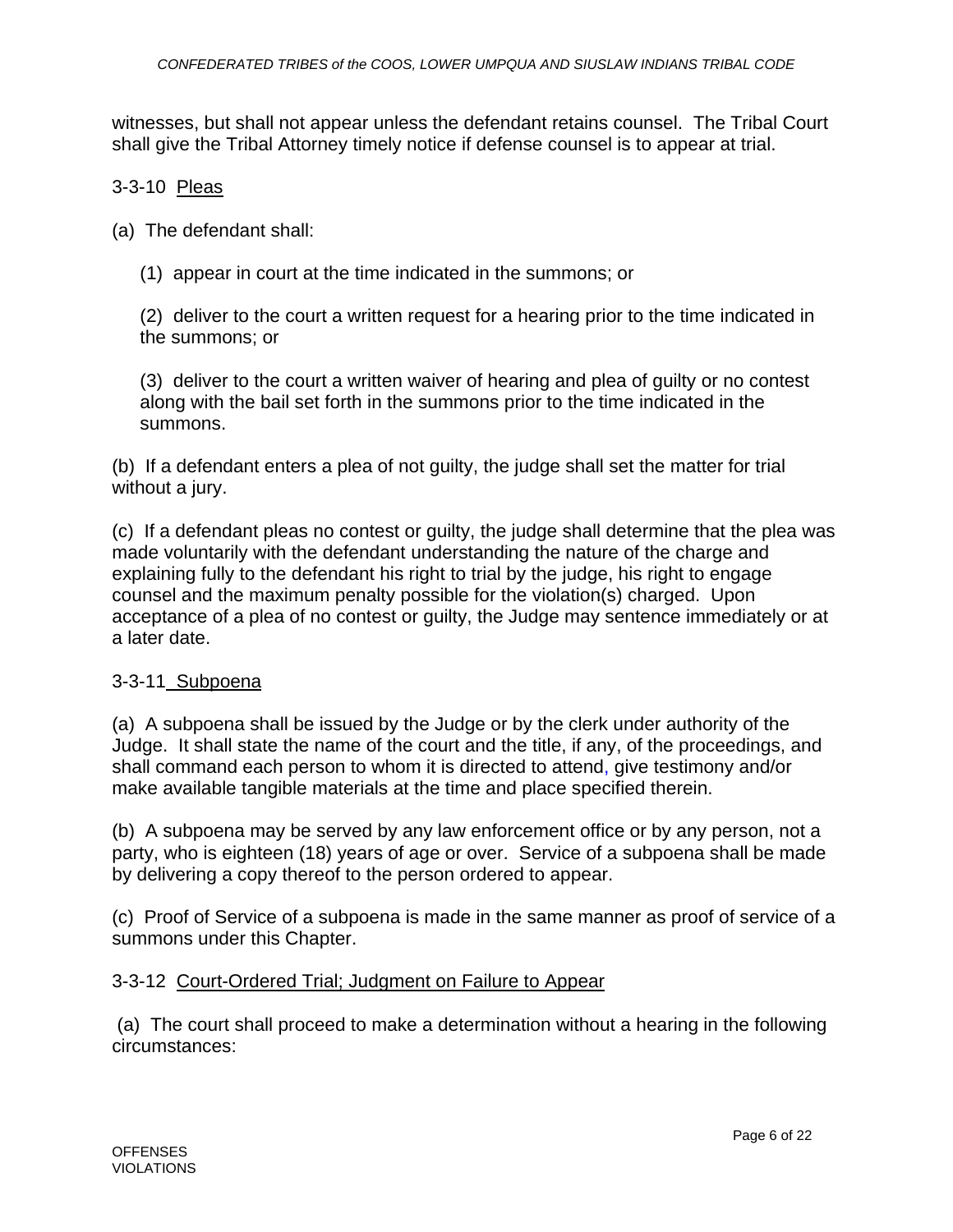witnesses, but shall not appear unless the defendant retains counsel. The Tribal Court shall give the Tribal Attorney timely notice if defense counsel is to appear at trial.

### 3-3-10 Pleas

(a) The defendant shall:

(1) appear in court at the time indicated in the summons; or

(2) deliver to the court a written request for a hearing prior to the time indicated in the summons; or

(3) deliver to the court a written waiver of hearing and plea of guilty or no contest along with the bail set forth in the summons prior to the time indicated in the summons.

(b) If a defendant enters a plea of not guilty, the judge shall set the matter for trial without a jury.

(c) If a defendant pleas no contest or guilty, the judge shall determine that the plea was made voluntarily with the defendant understanding the nature of the charge and explaining fully to the defendant his right to trial by the judge, his right to engage counsel and the maximum penalty possible for the violation(s) charged. Upon acceptance of a plea of no contest or guilty, the Judge may sentence immediately or at a later date.

### 3-3-11 Subpoena

(a) A subpoena shall be issued by the Judge or by the clerk under authority of the Judge. It shall state the name of the court and the title, if any, of the proceedings, and shall command each person to whom it is directed to attend, give testimony and/or make available tangible materials at the time and place specified therein.

(b) A subpoena may be served by any law enforcement office or by any person, not a party, who is eighteen (18) years of age or over. Service of a subpoena shall be made by delivering a copy thereof to the person ordered to appear.

(c) Proof of Service of a subpoena is made in the same manner as proof of service of a summons under this Chapter.

### 3-3-12 Court-Ordered Trial; Judgment on Failure to Appear

(a) The court shall proceed to make a determination without a hearing in the following circumstances: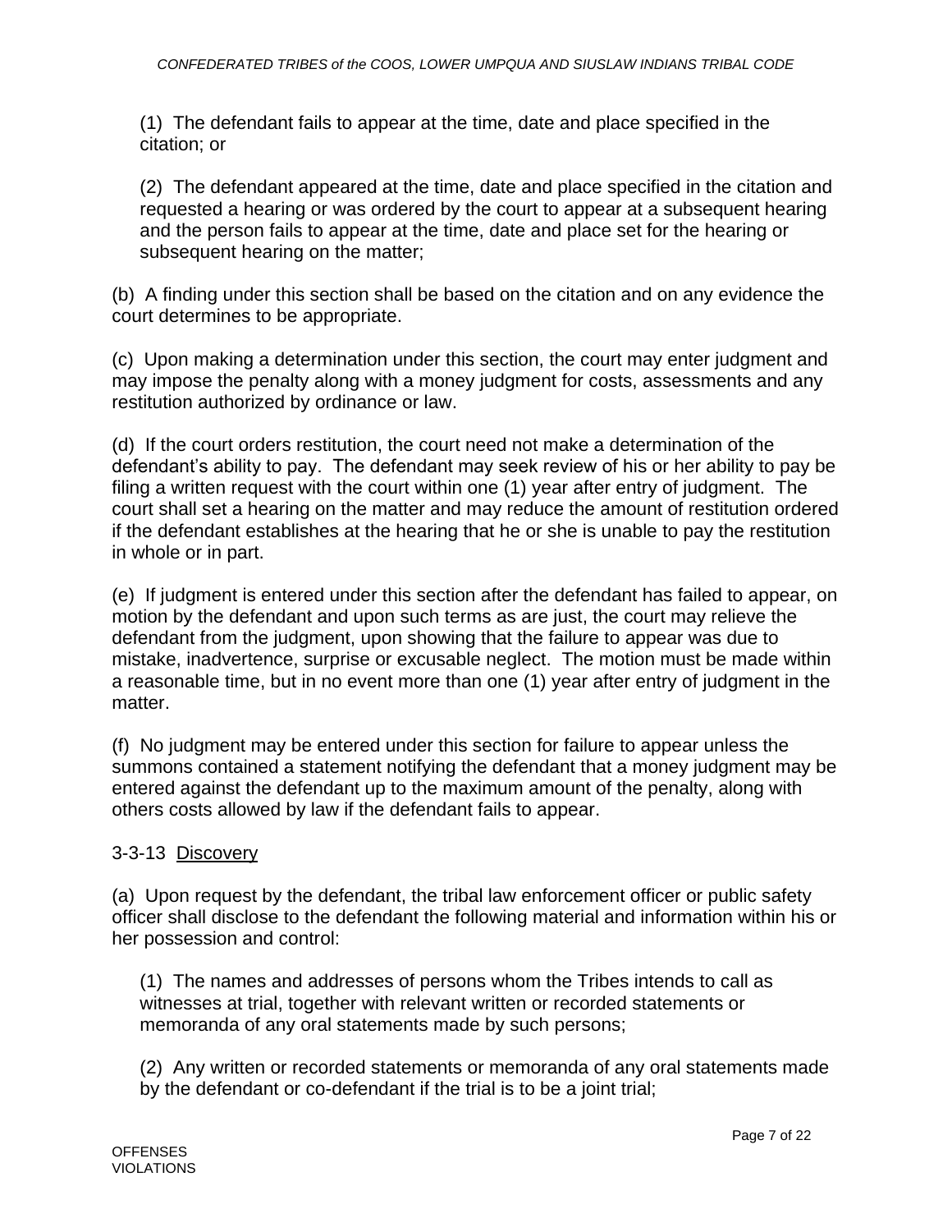(1) The defendant fails to appear at the time, date and place specified in the citation; or

(2) The defendant appeared at the time, date and place specified in the citation and requested a hearing or was ordered by the court to appear at a subsequent hearing and the person fails to appear at the time, date and place set for the hearing or subsequent hearing on the matter;

(b) A finding under this section shall be based on the citation and on any evidence the court determines to be appropriate.

(c) Upon making a determination under this section, the court may enter judgment and may impose the penalty along with a money judgment for costs, assessments and any restitution authorized by ordinance or law.

(d) If the court orders restitution, the court need not make a determination of the defendant's ability to pay. The defendant may seek review of his or her ability to pay be filing a written request with the court within one (1) year after entry of judgment. The court shall set a hearing on the matter and may reduce the amount of restitution ordered if the defendant establishes at the hearing that he or she is unable to pay the restitution in whole or in part.

(e) If judgment is entered under this section after the defendant has failed to appear, on motion by the defendant and upon such terms as are just, the court may relieve the defendant from the judgment, upon showing that the failure to appear was due to mistake, inadvertence, surprise or excusable neglect. The motion must be made within a reasonable time, but in no event more than one (1) year after entry of judgment in the matter.

(f) No judgment may be entered under this section for failure to appear unless the summons contained a statement notifying the defendant that a money judgment may be entered against the defendant up to the maximum amount of the penalty, along with others costs allowed by law if the defendant fails to appear.

3-3-13 Discovery

(a) Upon request by the defendant, the tribal law enforcement officer or public safety officer shall disclose to the defendant the following material and information within his or her possession and control:

(1) The names and addresses of persons whom the Tribes intends to call as witnesses at trial, together with relevant written or recorded statements or memoranda of any oral statements made by such persons;

(2) Any written or recorded statements or memoranda of any oral statements made by the defendant or co-defendant if the trial is to be a joint trial;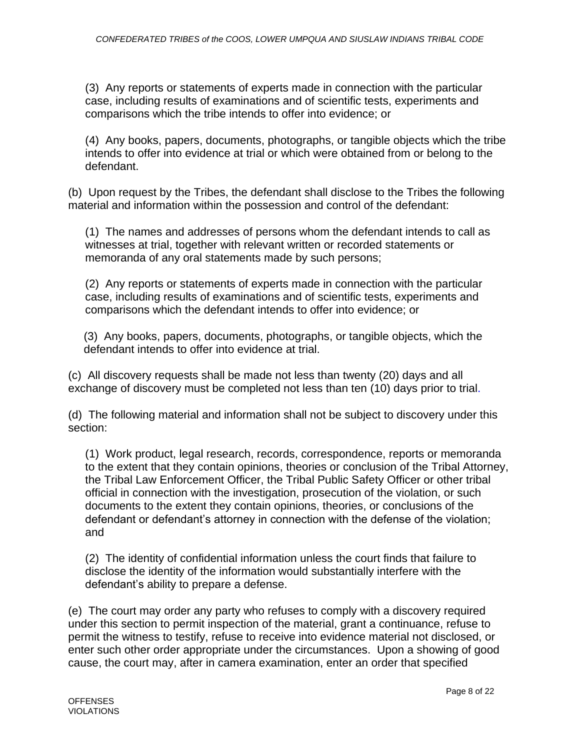(3) Any reports or statements of experts made in connection with the particular case, including results of examinations and of scientific tests, experiments and comparisons which the tribe intends to offer into evidence; or

(4) Any books, papers, documents, photographs, or tangible objects which the tribe intends to offer into evidence at trial or which were obtained from or belong to the defendant.

(b) Upon request by the Tribes, the defendant shall disclose to the Tribes the following material and information within the possession and control of the defendant:

(1) The names and addresses of persons whom the defendant intends to call as witnesses at trial, together with relevant written or recorded statements or memoranda of any oral statements made by such persons;

(2) Any reports or statements of experts made in connection with the particular case, including results of examinations and of scientific tests, experiments and comparisons which the defendant intends to offer into evidence; or

(3) Any books, papers, documents, photographs, or tangible objects, which the defendant intends to offer into evidence at trial.

(c) All discovery requests shall be made not less than twenty (20) days and all exchange of discovery must be completed not less than ten (10) days prior to trial.

(d) The following material and information shall not be subject to discovery under this section:

(1) Work product, legal research, records, correspondence, reports or memoranda to the extent that they contain opinions, theories or conclusion of the Tribal Attorney, the Tribal Law Enforcement Officer, the Tribal Public Safety Officer or other tribal official in connection with the investigation, prosecution of the violation, or such documents to the extent they contain opinions, theories, or conclusions of the defendant or defendant's attorney in connection with the defense of the violation; and

(2) The identity of confidential information unless the court finds that failure to disclose the identity of the information would substantially interfere with the defendant's ability to prepare a defense.

(e) The court may order any party who refuses to comply with a discovery required under this section to permit inspection of the material, grant a continuance, refuse to permit the witness to testify, refuse to receive into evidence material not disclosed, or enter such other order appropriate under the circumstances. Upon a showing of good cause, the court may, after in camera examination, enter an order that specified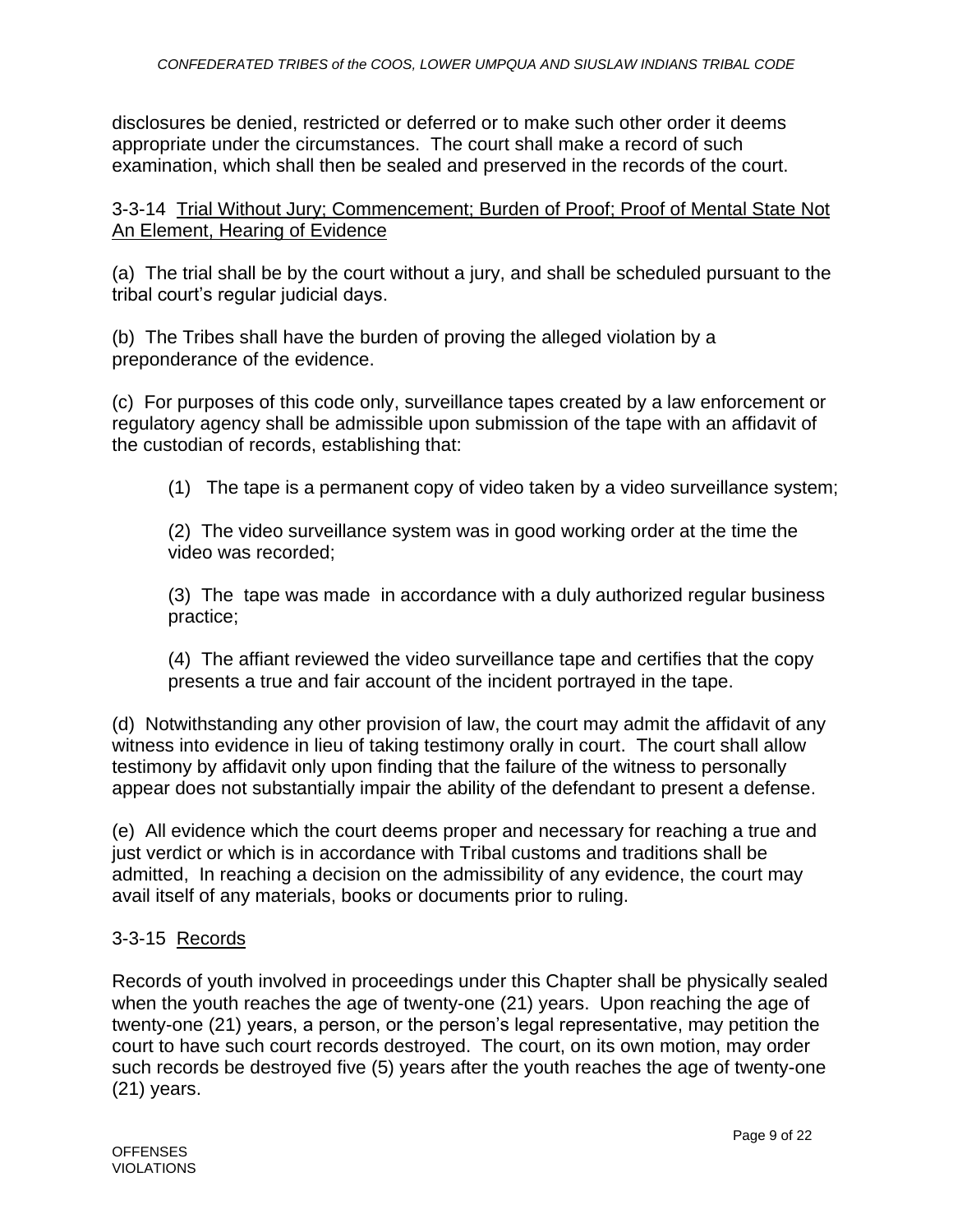disclosures be denied, restricted or deferred or to make such other order it deems appropriate under the circumstances. The court shall make a record of such examination, which shall then be sealed and preserved in the records of the court.

### 3-3-14 Trial Without Jury; Commencement; Burden of Proof; Proof of Mental State Not An Element, Hearing of Evidence

(a) The trial shall be by the court without a jury, and shall be scheduled pursuant to the tribal court's regular judicial days.

(b) The Tribes shall have the burden of proving the alleged violation by a preponderance of the evidence.

(c) For purposes of this code only, surveillance tapes created by a law enforcement or regulatory agency shall be admissible upon submission of the tape with an affidavit of the custodian of records, establishing that:

(1) The tape is a permanent copy of video taken by a video surveillance system;

(2) The video surveillance system was in good working order at the time the video was recorded;

(3) The tape was made in accordance with a duly authorized regular business practice;

(4) The affiant reviewed the video surveillance tape and certifies that the copy presents a true and fair account of the incident portrayed in the tape.

(d) Notwithstanding any other provision of law, the court may admit the affidavit of any witness into evidence in lieu of taking testimony orally in court. The court shall allow testimony by affidavit only upon finding that the failure of the witness to personally appear does not substantially impair the ability of the defendant to present a defense.

(e) All evidence which the court deems proper and necessary for reaching a true and just verdict or which is in accordance with Tribal customs and traditions shall be admitted, In reaching a decision on the admissibility of any evidence, the court may avail itself of any materials, books or documents prior to ruling.

### 3-3-15 Records

Records of youth involved in proceedings under this Chapter shall be physically sealed when the youth reaches the age of twenty-one (21) years. Upon reaching the age of twenty-one (21) years, a person, or the person's legal representative, may petition the court to have such court records destroyed. The court, on its own motion, may order such records be destroyed five (5) years after the youth reaches the age of twenty-one (21) years.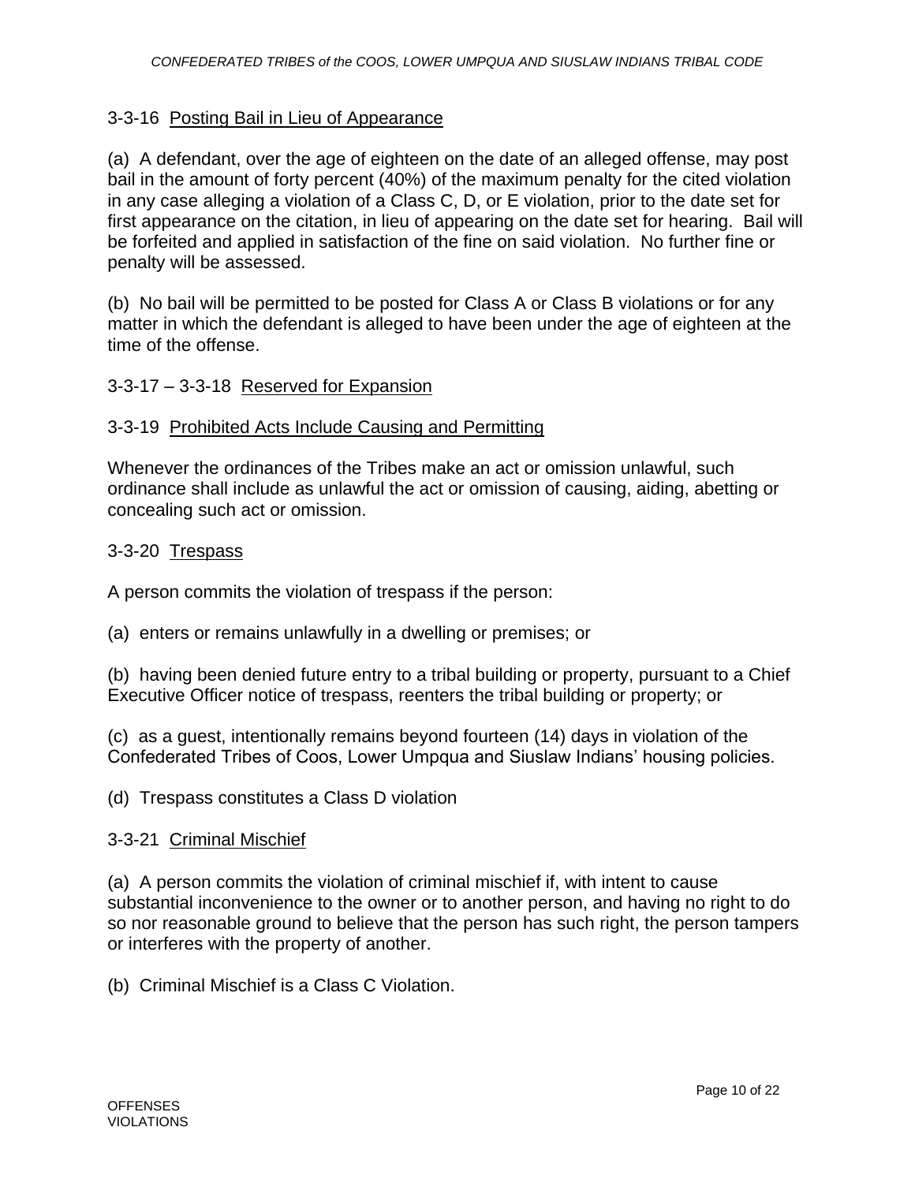### 3-3-16 Posting Bail in Lieu of Appearance

(a) A defendant, over the age of eighteen on the date of an alleged offense, may post bail in the amount of forty percent (40%) of the maximum penalty for the cited violation in any case alleging a violation of a Class C, D, or E violation, prior to the date set for first appearance on the citation, in lieu of appearing on the date set for hearing. Bail will be forfeited and applied in satisfaction of the fine on said violation. No further fine or penalty will be assessed.

(b) No bail will be permitted to be posted for Class A or Class B violations or for any matter in which the defendant is alleged to have been under the age of eighteen at the time of the offense.

### 3-3-17 – 3-3-18 Reserved for Expansion

### 3-3-19 Prohibited Acts Include Causing and Permitting

Whenever the ordinances of the Tribes make an act or omission unlawful, such ordinance shall include as unlawful the act or omission of causing, aiding, abetting or concealing such act or omission.

### 3-3-20 Trespass

A person commits the violation of trespass if the person:

(a) enters or remains unlawfully in a dwelling or premises; or

(b) having been denied future entry to a tribal building or property, pursuant to a Chief Executive Officer notice of trespass, reenters the tribal building or property; or

(c) as a guest, intentionally remains beyond fourteen (14) days in violation of the Confederated Tribes of Coos, Lower Umpqua and Siuslaw Indians' housing policies.

(d) Trespass constitutes a Class D violation

### 3-3-21 Criminal Mischief

(a) A person commits the violation of criminal mischief if, with intent to cause substantial inconvenience to the owner or to another person, and having no right to do so nor reasonable ground to believe that the person has such right, the person tampers or interferes with the property of another.

(b) Criminal Mischief is a Class C Violation.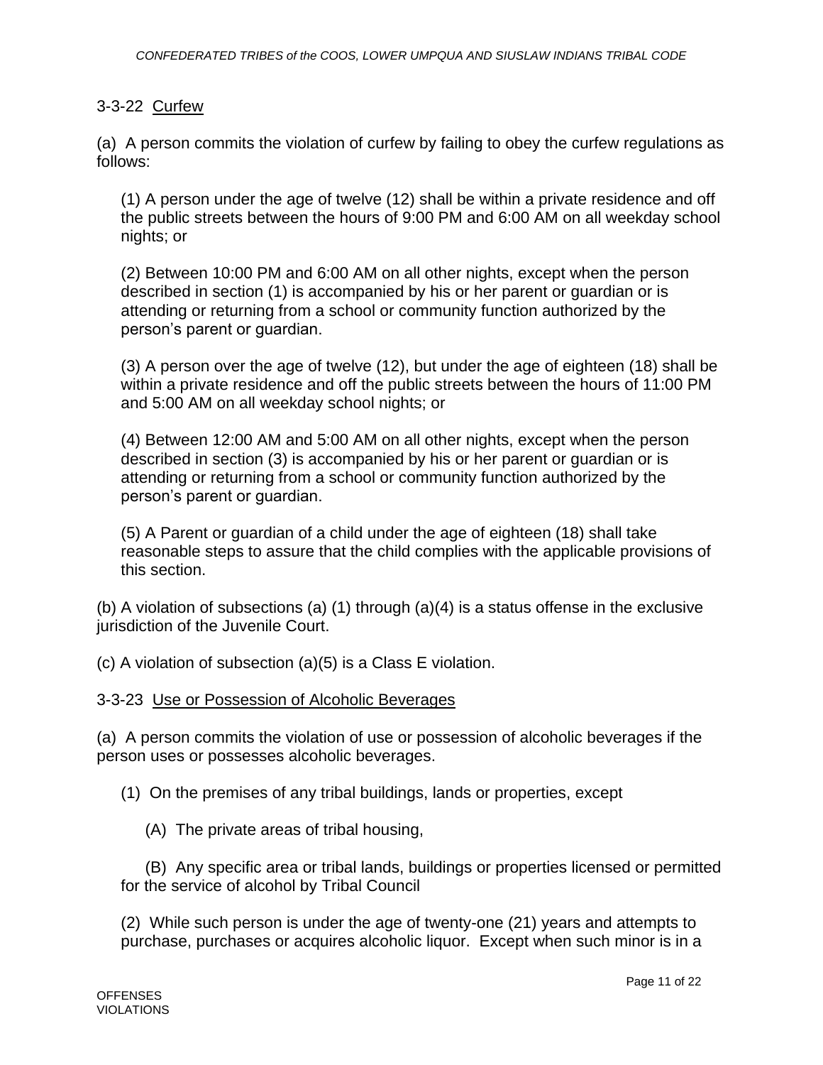3-3-22 Curfew

(a) A person commits the violation of curfew by failing to obey the curfew regulations as follows:

(1) A person under the age of twelve (12) shall be within a private residence and off the public streets between the hours of 9:00 PM and 6:00 AM on all weekday school nights; or

(2) Between 10:00 PM and 6:00 AM on all other nights, except when the person described in section (1) is accompanied by his or her parent or guardian or is attending or returning from a school or community function authorized by the person's parent or guardian.

(3) A person over the age of twelve (12), but under the age of eighteen (18) shall be within a private residence and off the public streets between the hours of 11:00 PM and 5:00 AM on all weekday school nights; or

(4) Between 12:00 AM and 5:00 AM on all other nights, except when the person described in section (3) is accompanied by his or her parent or guardian or is attending or returning from a school or community function authorized by the person's parent or guardian.

(5) A Parent or guardian of a child under the age of eighteen (18) shall take reasonable steps to assure that the child complies with the applicable provisions of this section.

(b) A violation of subsections (a) (1) through (a)(4) is a status offense in the exclusive jurisdiction of the Juvenile Court.

(c) A violation of subsection (a)(5) is a Class E violation.

3-3-23 Use or Possession of Alcoholic Beverages

(a) A person commits the violation of use or possession of alcoholic beverages if the person uses or possesses alcoholic beverages.

(1) On the premises of any tribal buildings, lands or properties, except

(A) The private areas of tribal housing,

(B) Any specific area or tribal lands, buildings or properties licensed or permitted for the service of alcohol by Tribal Council

(2) While such person is under the age of twenty-one (21) years and attempts to purchase, purchases or acquires alcoholic liquor. Except when such minor is in a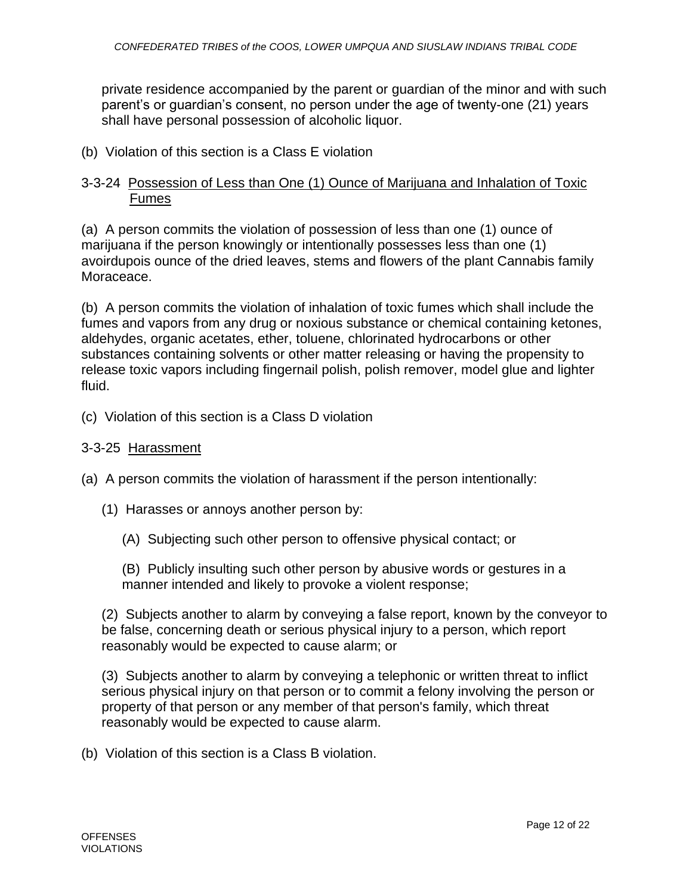private residence accompanied by the parent or guardian of the minor and with such parent's or guardian's consent, no person under the age of twenty-one (21) years shall have personal possession of alcoholic liquor.

(b) Violation of this section is a Class E violation

### 3-3-24 Possession of Less than One (1) Ounce of Marijuana and Inhalation of Toxic Fumes

(a) A person commits the violation of possession of less than one (1) ounce of marijuana if the person knowingly or intentionally possesses less than one (1) avoirdupois ounce of the dried leaves, stems and flowers of the plant Cannabis family Moraceace.

(b) A person commits the violation of inhalation of toxic fumes which shall include the fumes and vapors from any drug or noxious substance or chemical containing ketones, aldehydes, organic acetates, ether, toluene, chlorinated hydrocarbons or other substances containing solvents or other matter releasing or having the propensity to release toxic vapors including fingernail polish, polish remover, model glue and lighter fluid.

(c) Violation of this section is a Class D violation

### 3-3-25 Harassment

(a) A person commits the violation of harassment if the person intentionally:

(1) Harasses or annoys another person by:

(A) Subjecting such other person to offensive physical contact; or

(B) Publicly insulting such other person by abusive words or gestures in a manner intended and likely to provoke a violent response;

(2) Subjects another to alarm by conveying a false report, known by the conveyor to be false, concerning death or serious physical injury to a person, which report reasonably would be expected to cause alarm; or

(3) Subjects another to alarm by conveying a telephonic or written threat to inflict serious physical injury on that person or to commit a felony involving the person or property of that person or any member of that person's family, which threat reasonably would be expected to cause alarm.

(b) Violation of this section is a Class B violation.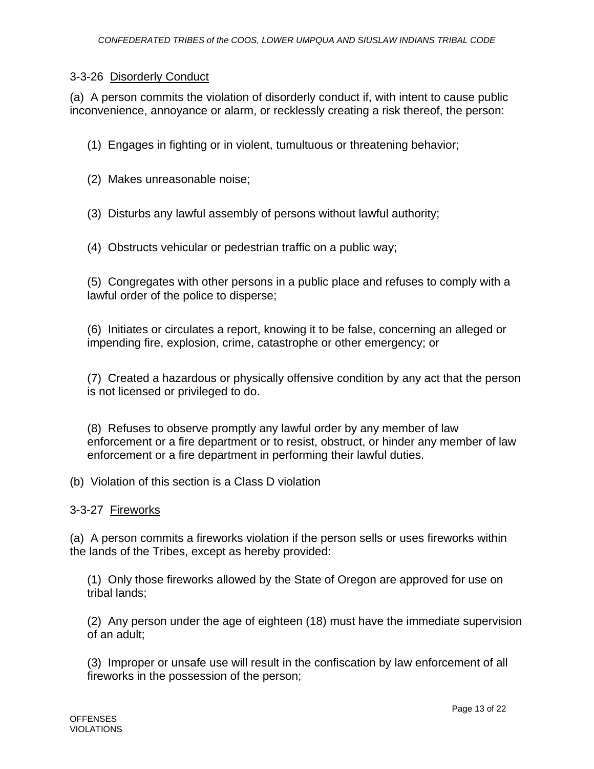3-3-26 Disorderly Conduct

(a) A person commits the violation of disorderly conduct if, with intent to cause public inconvenience, annoyance or alarm, or recklessly creating a risk thereof, the person:

(1) Engages in fighting or in violent, tumultuous or threatening behavior;

(2) Makes unreasonable noise;

(3) Disturbs any lawful assembly of persons without lawful authority;

(4) Obstructs vehicular or pedestrian traffic on a public way;

(5) Congregates with other persons in a public place and refuses to comply with a lawful order of the police to disperse;

(6) Initiates or circulates a report, knowing it to be false, concerning an alleged or impending fire, explosion, crime, catastrophe or other emergency; or

(7) Created a hazardous or physically offensive condition by any act that the person is not licensed or privileged to do.

(8) Refuses to observe promptly any lawful order by any member of law enforcement or a fire department or to resist, obstruct, or hinder any member of law enforcement or a fire department in performing their lawful duties.

(b) Violation of this section is a Class D violation

3-3-27 Fireworks

(a) A person commits a fireworks violation if the person sells or uses fireworks within the lands of the Tribes, except as hereby provided:

(1) Only those fireworks allowed by the State of Oregon are approved for use on tribal lands;

(2) Any person under the age of eighteen (18) must have the immediate supervision of an adult;

(3) Improper or unsafe use will result in the confiscation by law enforcement of all fireworks in the possession of the person;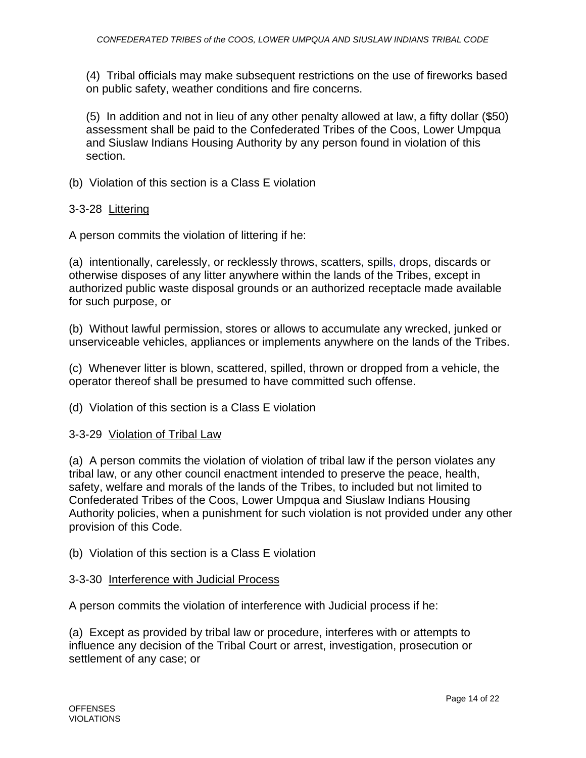(4) Tribal officials may make subsequent restrictions on the use of fireworks based on public safety, weather conditions and fire concerns.

(5) In addition and not in lieu of any other penalty allowed at law, a fifty dollar ($50) assessment shall be paid to the Confederated Tribes of the Coos, Lower Umpqua and Siuslaw Indians Housing Authority by any person found in violation of this section.

(b) Violation of this section is a Class E violation

3-3-28 Littering

A person commits the violation of littering if he:

(a) intentionally, carelessly, or recklessly throws, scatters, spills, drops, discards or otherwise disposes of any litter anywhere within the lands of the Tribes, except in authorized public waste disposal grounds or an authorized receptacle made available for such purpose, or

(b) Without lawful permission, stores or allows to accumulate any wrecked, junked or unserviceable vehicles, appliances or implements anywhere on the lands of the Tribes.

(c) Whenever litter is blown, scattered, spilled, thrown or dropped from a vehicle, the operator thereof shall be presumed to have committed such offense.

(d) Violation of this section is a Class E violation

3-3-29 Violation of Tribal Law

(a) A person commits the violation of violation of tribal law if the person violates any tribal law, or any other council enactment intended to preserve the peace, health, safety, welfare and morals of the lands of the Tribes, to included but not limited to Confederated Tribes of the Coos, Lower Umpqua and Siuslaw Indians Housing Authority policies, when a punishment for such violation is not provided under any other provision of this Code.

(b) Violation of this section is a Class E violation

3-3-30 Interference with Judicial Process

A person commits the violation of interference with Judicial process if he:

(a) Except as provided by tribal law or procedure, interferes with or attempts to influence any decision of the Tribal Court or arrest, investigation, prosecution or settlement of any case; or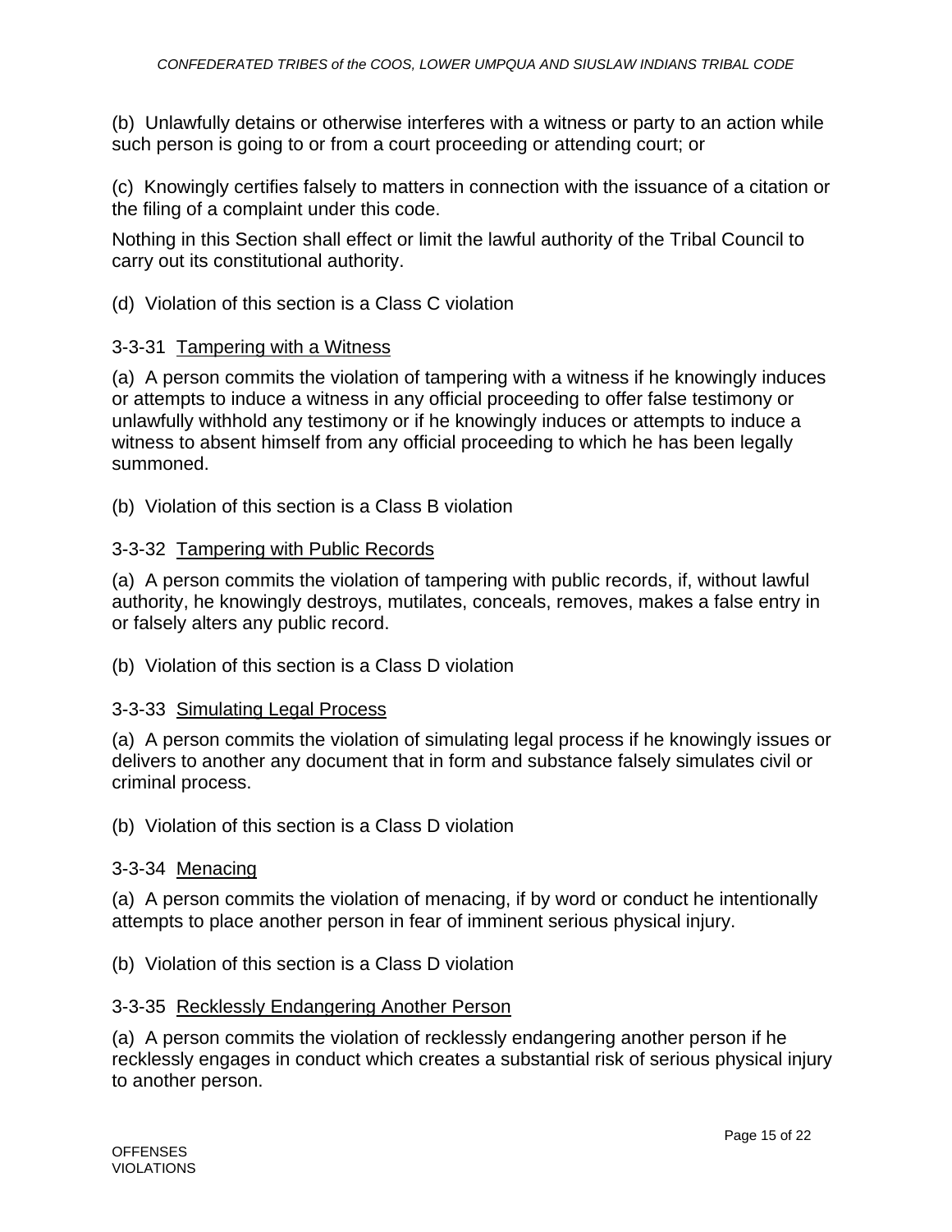(b) Unlawfully detains or otherwise interferes with a witness or party to an action while such person is going to or from a court proceeding or attending court; or

(c) Knowingly certifies falsely to matters in connection with the issuance of a citation or the filing of a complaint under this code.

Nothing in this Section shall effect or limit the lawful authority of the Tribal Council to carry out its constitutional authority.

(d) Violation of this section is a Class C violation

3-3-31 Tampering with a Witness

(a) A person commits the violation of tampering with a witness if he knowingly induces or attempts to induce a witness in any official proceeding to offer false testimony or unlawfully withhold any testimony or if he knowingly induces or attempts to induce a witness to absent himself from any official proceeding to which he has been legally summoned.

(b) Violation of this section is a Class B violation

3-3-32 Tampering with Public Records

(a) A person commits the violation of tampering with public records, if, without lawful authority, he knowingly destroys, mutilates, conceals, removes, makes a false entry in or falsely alters any public record.

(b) Violation of this section is a Class D violation

3-3-33 Simulating Legal Process

(a) A person commits the violation of simulating legal process if he knowingly issues or delivers to another any document that in form and substance falsely simulates civil or criminal process.

(b) Violation of this section is a Class D violation

3-3-34 Menacing

(a) A person commits the violation of menacing, if by word or conduct he intentionally attempts to place another person in fear of imminent serious physical injury.

(b) Violation of this section is a Class D violation

3-3-35 Recklessly Endangering Another Person

(a) A person commits the violation of recklessly endangering another person if he recklessly engages in conduct which creates a substantial risk of serious physical injury to another person.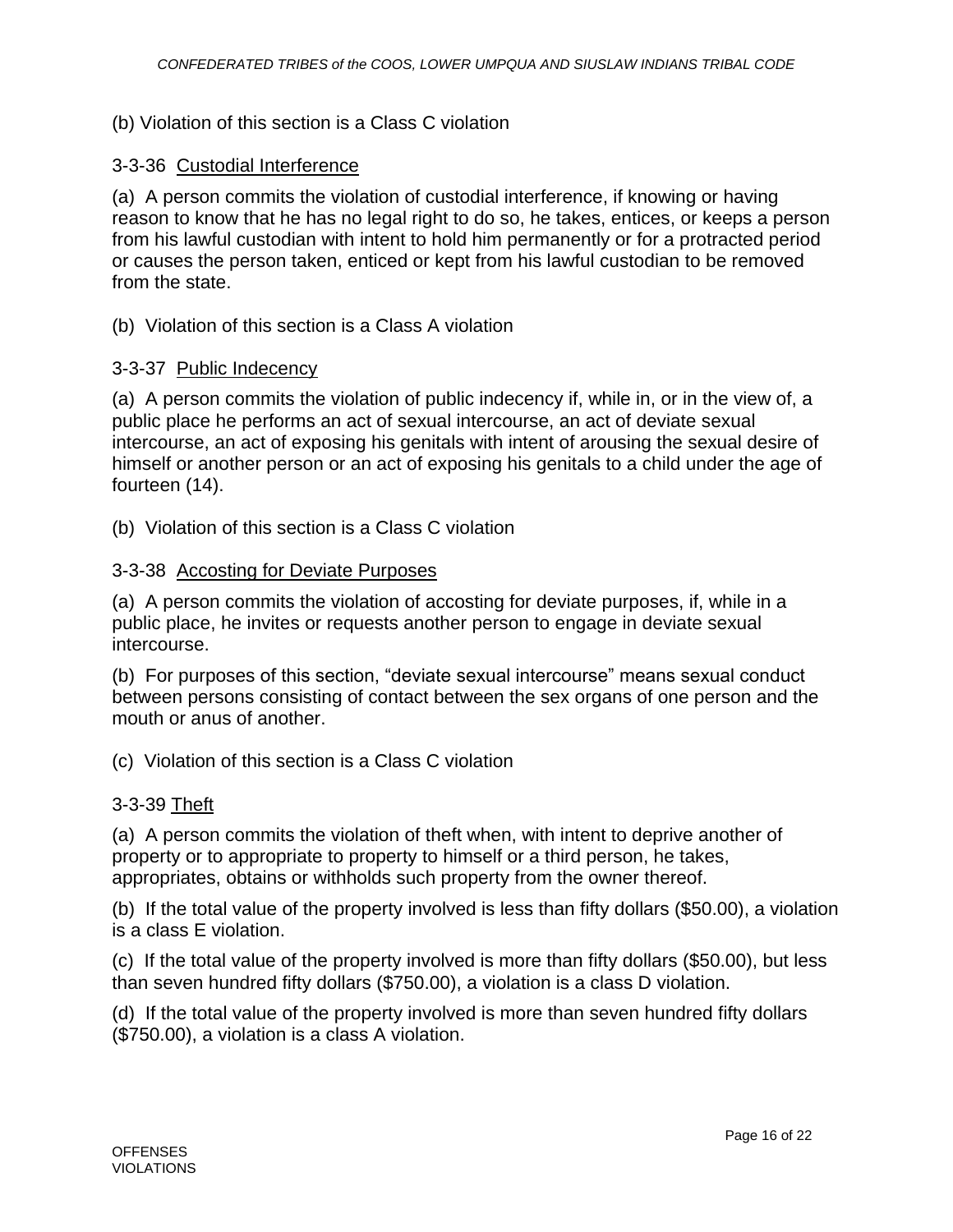(b) Violation of this section is a Class C violation

3-3-36 Custodial Interference

(a) A person commits the violation of custodial interference, if knowing or having reason to know that he has no legal right to do so, he takes, entices, or keeps a person from his lawful custodian with intent to hold him permanently or for a protracted period or causes the person taken, enticed or kept from his lawful custodian to be removed from the state.

(b) Violation of this section is a Class A violation

3-3-37 Public Indecency

(a) A person commits the violation of public indecency if, while in, or in the view of, a public place he performs an act of sexual intercourse, an act of deviate sexual intercourse, an act of exposing his genitals with intent of arousing the sexual desire of himself or another person or an act of exposing his genitals to a child under the age of fourteen (14).

(b) Violation of this section is a Class C violation

3-3-38 Accosting for Deviate Purposes

(a) A person commits the violation of accosting for deviate purposes, if, while in a public place, he invites or requests another person to engage in deviate sexual intercourse.

(b) For purposes of this section, "deviate sexual intercourse" means sexual conduct between persons consisting of contact between the sex organs of one person and the mouth or anus of another.

(c) Violation of this section is a Class C violation

3-3-39 Theft

(a) A person commits the violation of theft when, with intent to deprive another of property or to appropriate to property to himself or a third person, he takes, appropriates, obtains or withholds such property from the owner thereof.

(b) If the total value of the property involved is less than fifty dollars ($50.00), a violation is a class E violation.

(c) If the total value of the property involved is more than fifty dollars ($50.00), but less than seven hundred fifty dollars ($750.00), a violation is a class D violation.

(d) If the total value of the property involved is more than seven hundred fifty dollars ($750.00), a violation is a class A violation.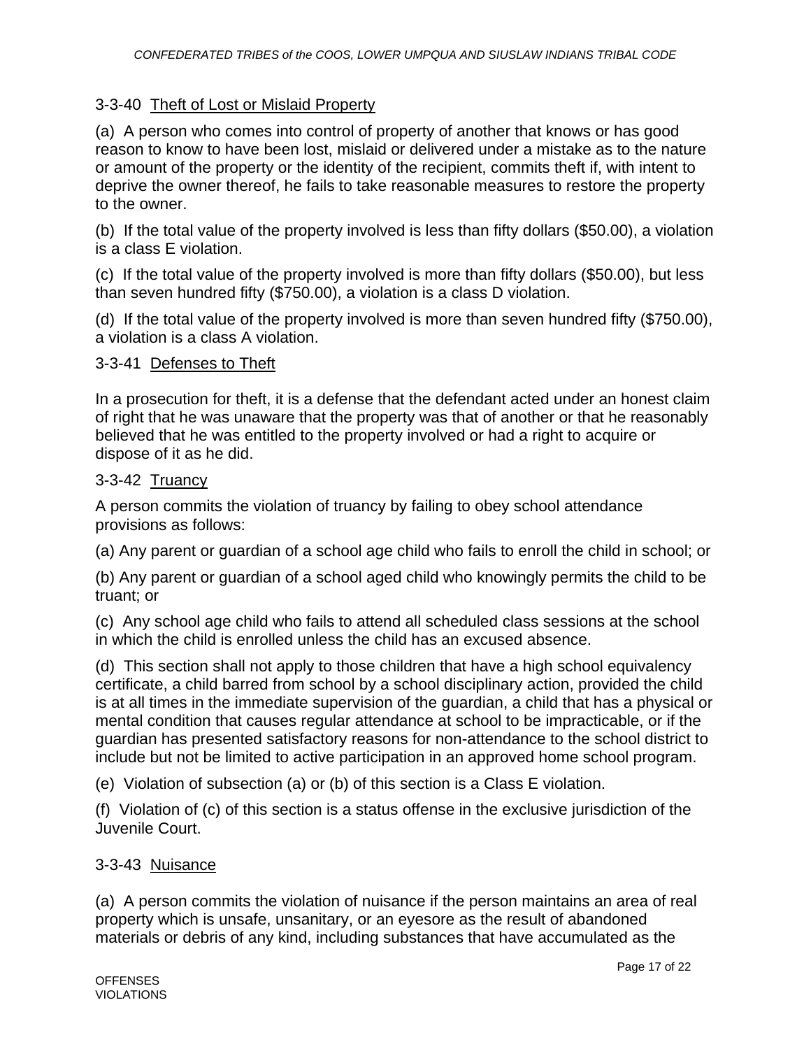### 3-3-40 Theft of Lost or Mislaid Property

(a) A person who comes into control of property of another that knows or has good reason to know to have been lost, mislaid or delivered under a mistake as to the nature or amount of the property or the identity of the recipient, commits theft if, with intent to deprive the owner thereof, he fails to take reasonable measures to restore the property to the owner.

(b) If the total value of the property involved is less than fifty dollars ($50.00), a violation is a class E violation.

(c) If the total value of the property involved is more than fifty dollars ($50.00), but less than seven hundred fifty ($750.00), a violation is a class D violation.

(d) If the total value of the property involved is more than seven hundred fifty ($750.00), a violation is a class A violation.

### 3-3-41 Defenses to Theft

In a prosecution for theft, it is a defense that the defendant acted under an honest claim of right that he was unaware that the property was that of another or that he reasonably believed that he was entitled to the property involved or had a right to acquire or dispose of it as he did.

### 3-3-42 Truancy

A person commits the violation of truancy by failing to obey school attendance provisions as follows:

(a) Any parent or guardian of a school age child who fails to enroll the child in school; or

(b) Any parent or guardian of a school aged child who knowingly permits the child to be truant; or

(c) Any school age child who fails to attend all scheduled class sessions at the school in which the child is enrolled unless the child has an excused absence.

(d) This section shall not apply to those children that have a high school equivalency certificate, a child barred from school by a school disciplinary action, provided the child is at all times in the immediate supervision of the guardian, a child that has a physical or mental condition that causes regular attendance at school to be impracticable, or if the guardian has presented satisfactory reasons for non-attendance to the school district to include but not be limited to active participation in an approved home school program.

(e) Violation of subsection (a) or (b) of this section is a Class E violation.

(f) Violation of (c) of this section is a status offense in the exclusive jurisdiction of the Juvenile Court.

### 3-3-43 Nuisance

(a) A person commits the violation of nuisance if the person maintains an area of real property which is unsafe, unsanitary, or an eyesore as the result of abandoned materials or debris of any kind, including substances that have accumulated as the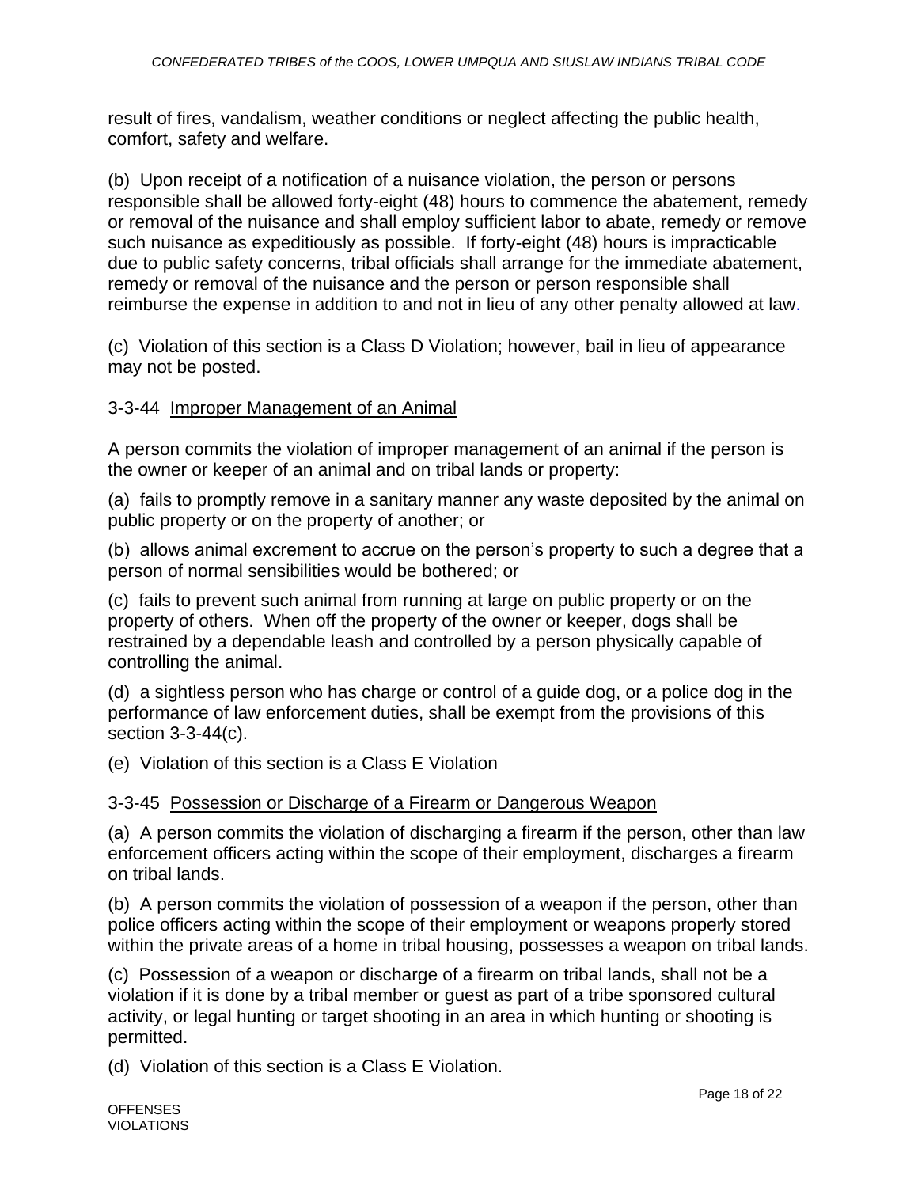result of fires, vandalism, weather conditions or neglect affecting the public health, comfort, safety and welfare.

(b) Upon receipt of a notification of a nuisance violation, the person or persons responsible shall be allowed forty-eight (48) hours to commence the abatement, remedy or removal of the nuisance and shall employ sufficient labor to abate, remedy or remove such nuisance as expeditiously as possible. If forty-eight (48) hours is impracticable due to public safety concerns, tribal officials shall arrange for the immediate abatement, remedy or removal of the nuisance and the person or person responsible shall reimburse the expense in addition to and not in lieu of any other penalty allowed at law.

(c) Violation of this section is a Class D Violation; however, bail in lieu of appearance may not be posted.

### 3-3-44 Improper Management of an Animal

A person commits the violation of improper management of an animal if the person is the owner or keeper of an animal and on tribal lands or property:

(a) fails to promptly remove in a sanitary manner any waste deposited by the animal on public property or on the property of another; or

(b) allows animal excrement to accrue on the person's property to such a degree that a person of normal sensibilities would be bothered; or

(c) fails to prevent such animal from running at large on public property or on the property of others. When off the property of the owner or keeper, dogs shall be restrained by a dependable leash and controlled by a person physically capable of controlling the animal.

(d) a sightless person who has charge or control of a guide dog, or a police dog in the performance of law enforcement duties, shall be exempt from the provisions of this section 3-3-44(c).

(e) Violation of this section is a Class E Violation

### 3-3-45 Possession or Discharge of a Firearm or Dangerous Weapon

(a) A person commits the violation of discharging a firearm if the person, other than law enforcement officers acting within the scope of their employment, discharges a firearm on tribal lands.

(b) A person commits the violation of possession of a weapon if the person, other than police officers acting within the scope of their employment or weapons properly stored within the private areas of a home in tribal housing, possesses a weapon on tribal lands.

(c) Possession of a weapon or discharge of a firearm on tribal lands, shall not be a violation if it is done by a tribal member or guest as part of a tribe sponsored cultural activity, or legal hunting or target shooting in an area in which hunting or shooting is permitted.

(d) Violation of this section is a Class E Violation.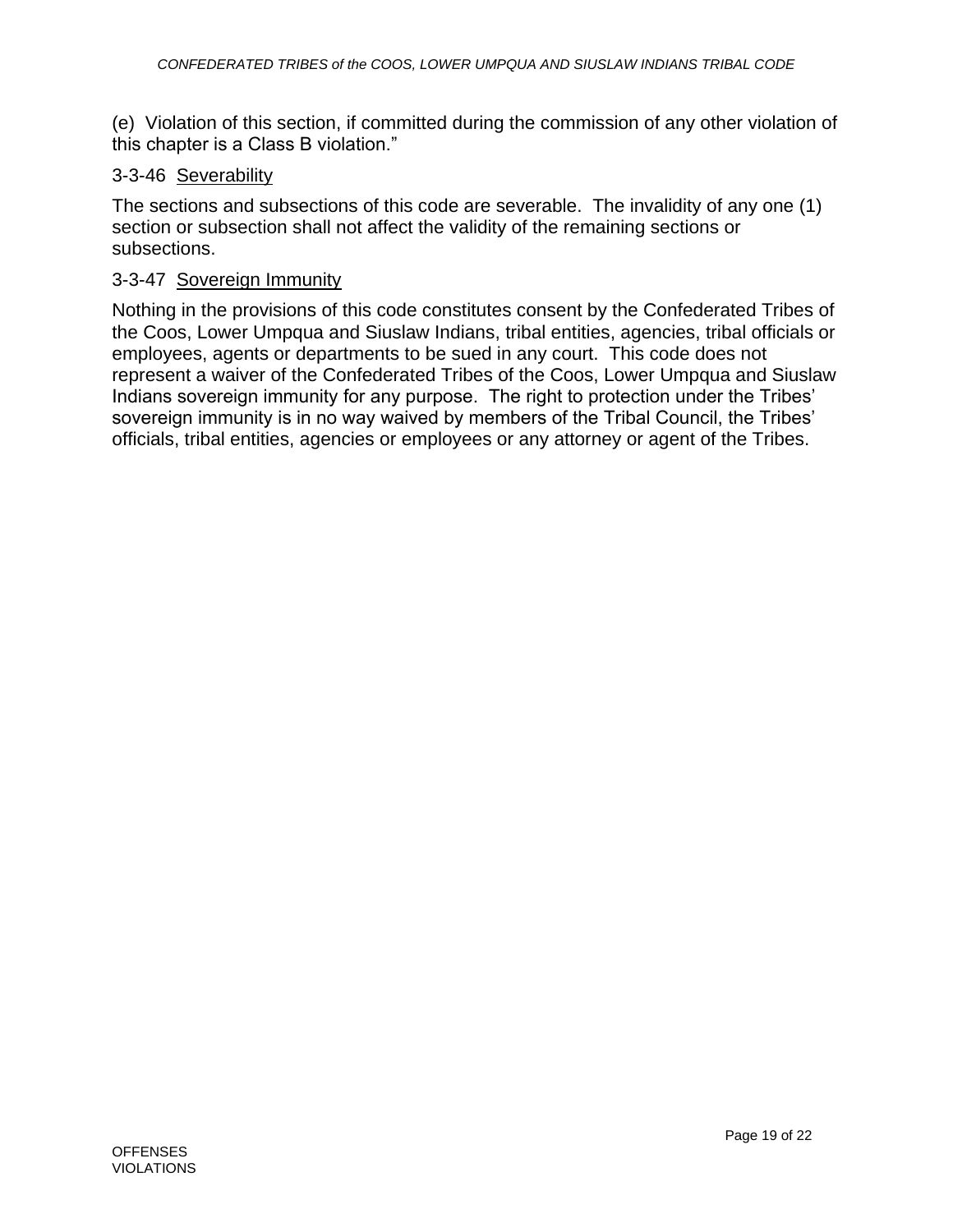(e) Violation of this section, if committed during the commission of any other violation of this chapter is a Class B violation."

### 3-3-46 Severability

The sections and subsections of this code are severable. The invalidity of any one (1) section or subsection shall not affect the validity of the remaining sections or subsections.

### 3-3-47 Sovereign Immunity

Nothing in the provisions of this code constitutes consent by the Confederated Tribes of the Coos, Lower Umpqua and Siuslaw Indians, tribal entities, agencies, tribal officials or employees, agents or departments to be sued in any court. This code does not represent a waiver of the Confederated Tribes of the Coos, Lower Umpqua and Siuslaw Indians sovereign immunity for any purpose. The right to protection under the Tribes' sovereign immunity is in no way waived by members of the Tribal Council, the Tribes' officials, tribal entities, agencies or employees or any attorney or agent of the Tribes.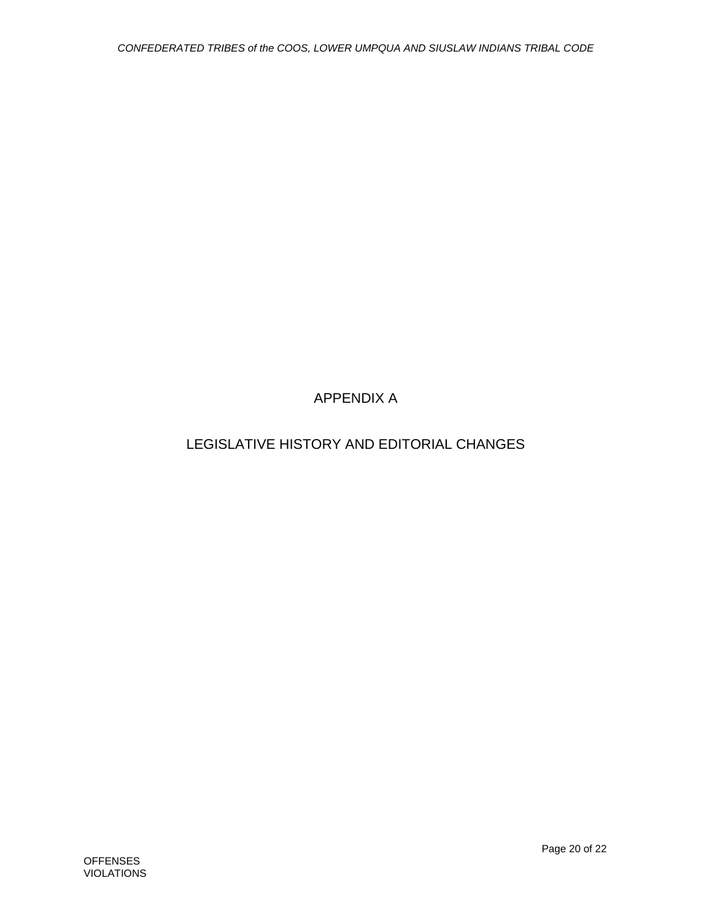# APPENDIX A

# LEGISLATIVE HISTORY AND EDITORIAL CHANGES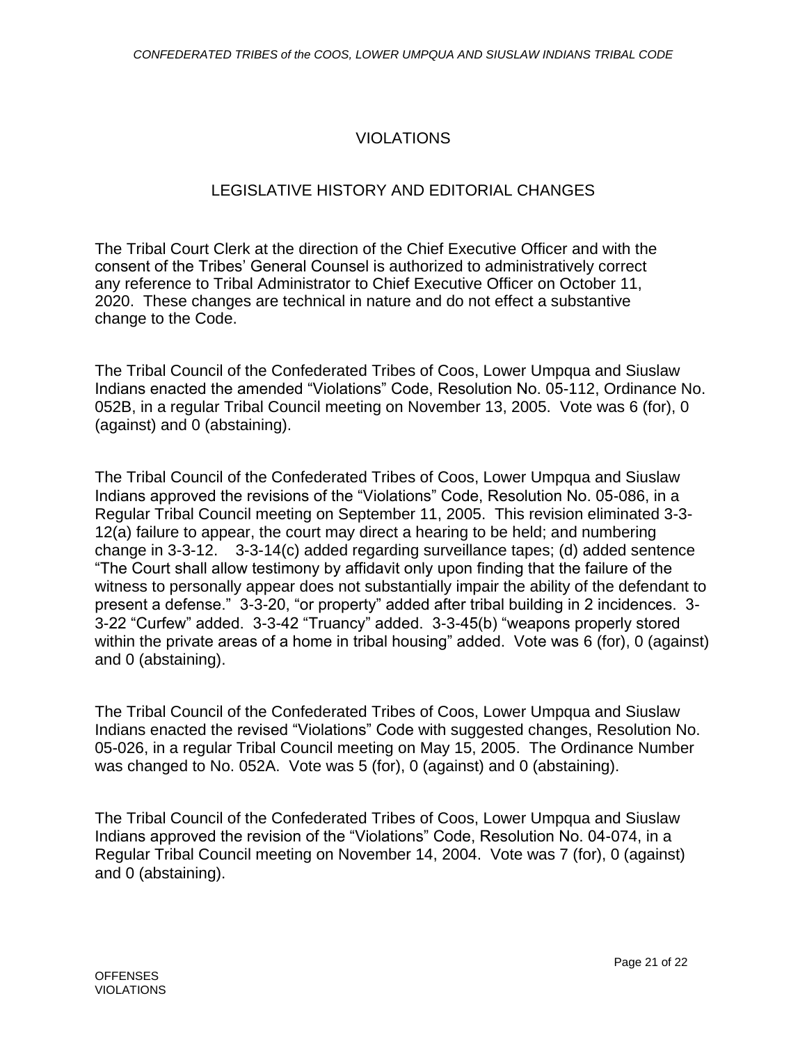# VIOLATIONS

## LEGISLATIVE HISTORY AND EDITORIAL CHANGES

The Tribal Court Clerk at the direction of the Chief Executive Officer and with the consent of the Tribes' General Counsel is authorized to administratively correct any reference to Tribal Administrator to Chief Executive Officer on October 11, 2020. These changes are technical in nature and do not effect a substantive change to the Code.

The Tribal Council of the Confederated Tribes of Coos, Lower Umpqua and Siuslaw Indians enacted the amended "Violations" Code, Resolution No. 05-112, Ordinance No. 052B, in a regular Tribal Council meeting on November 13, 2005. Vote was 6 (for), 0 (against) and 0 (abstaining).

The Tribal Council of the Confederated Tribes of Coos, Lower Umpqua and Siuslaw Indians approved the revisions of the "Violations" Code, Resolution No. 05-086, in a Regular Tribal Council meeting on September 11, 2005. This revision eliminated 3-3-12(a) failure to appear, the court may direct a hearing to be held; and numbering change in 3-3-12. 3-3-14(c) added regarding surveillance tapes; (d) added sentence "The Court shall allow testimony by affidavit only upon finding that the failure of the witness to personally appear does not substantially impair the ability of the defendant to present a defense." 3-3-20, "or property" added after tribal building in 2 incidences. 3-3-22 "Curfew" added. 3-3-42 "Truancy" added. 3-3-45(b) "weapons properly stored within the private areas of a home in tribal housing" added. Vote was 6 (for), 0 (against) and 0 (abstaining).

The Tribal Council of the Confederated Tribes of Coos, Lower Umpqua and Siuslaw Indians enacted the revised "Violations" Code with suggested changes, Resolution No. 05-026, in a regular Tribal Council meeting on May 15, 2005. The Ordinance Number was changed to No. 052A. Vote was 5 (for), 0 (against) and 0 (abstaining).

The Tribal Council of the Confederated Tribes of Coos, Lower Umpqua and Siuslaw Indians approved the revision of the "Violations" Code, Resolution No. 04-074, in a Regular Tribal Council meeting on November 14, 2004. Vote was 7 (for), 0 (against) and 0 (abstaining).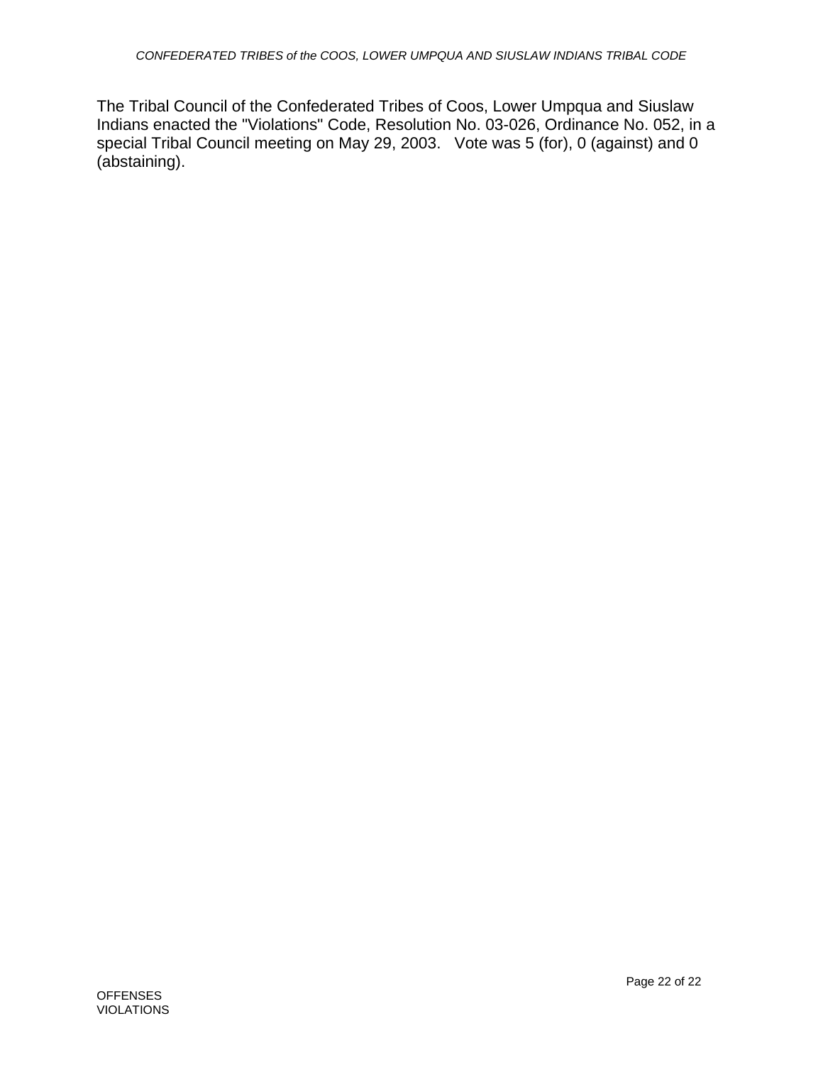The Tribal Council of the Confederated Tribes of Coos, Lower Umpqua and Siuslaw Indians enacted the "Violations" Code, Resolution No. 03-026, Ordinance No. 052, in a special Tribal Council meeting on May 29, 2003. Vote was 5 (for), 0 (against) and 0 (abstaining).